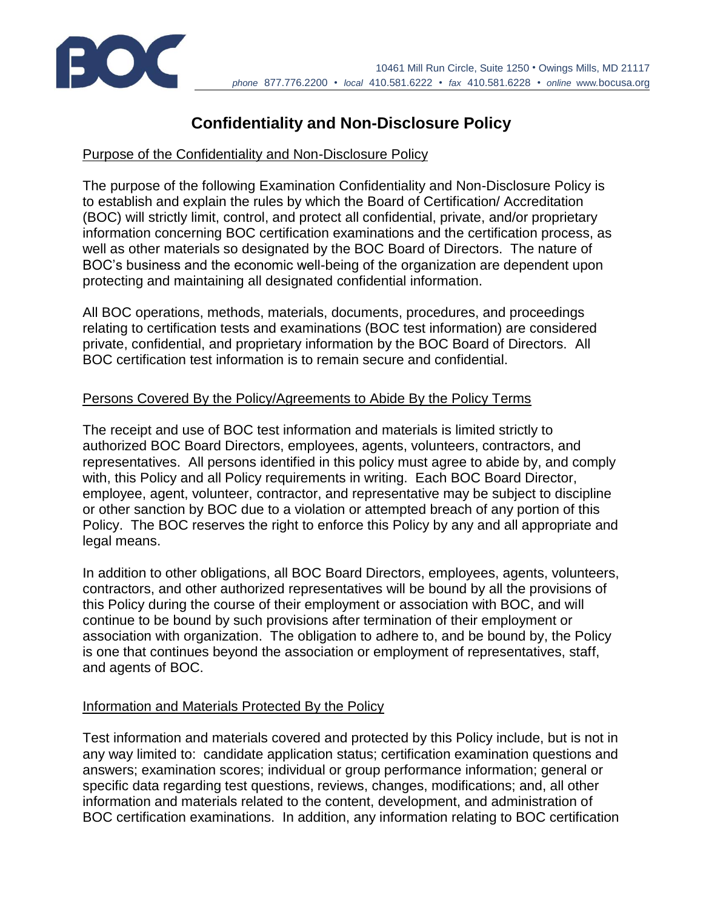10461 Mill Run Circle, Suite 1250 • Owings Mills, MD 21117
*phone* 877.776.2200 • *local* 410.581.6222 • *fax* 410.581.6228 • *online* www.bocusa.org

# Confidentiality and Non-Disclosure Policy

## Purpose of the Confidentiality and Non-Disclosure Policy

The purpose of the following Examination Confidentiality and Non-Disclosure Policy is to establish and explain the rules by which the Board of Certification/ Accreditation (BOC) will strictly limit, control, and protect all confidential, private, and/or proprietary information concerning BOC certification examinations and the certification process, as well as other materials so designated by the BOC Board of Directors. The nature of BOC's business and the economic well-being of the organization are dependent upon protecting and maintaining all designated confidential information.

All BOC operations, methods, materials, documents, procedures, and proceedings relating to certification tests and examinations (BOC test information) are considered private, confidential, and proprietary information by the BOC Board of Directors. All BOC certification test information is to remain secure and confidential.

## Persons Covered By the Policy/Agreements to Abide By the Policy Terms

The receipt and use of BOC test information and materials is limited strictly to authorized BOC Board Directors, employees, agents, volunteers, contractors, and representatives. All persons identified in this policy must agree to abide by, and comply with, this Policy and all Policy requirements in writing. Each BOC Board Director, employee, agent, volunteer, contractor, and representative may be subject to discipline or other sanction by BOC due to a violation or attempted breach of any portion of this Policy. The BOC reserves the right to enforce this Policy by any and all appropriate and legal means.

In addition to other obligations, all BOC Board Directors, employees, agents, volunteers, contractors, and other authorized representatives will be bound by all the provisions of this Policy during the course of their employment or association with BOC, and will continue to be bound by such provisions after termination of their employment or association with organization. The obligation to adhere to, and be bound by, the Policy is one that continues beyond the association or employment of representatives, staff, and agents of BOC.

## Information and Materials Protected By the Policy

Test information and materials covered and protected by this Policy include, but is not in any way limited to: candidate application status; certification examination questions and answers; examination scores; individual or group performance information; general or specific data regarding test questions, reviews, changes, modifications; and, all other information and materials related to the content, development, and administration of BOC certification examinations. In addition, any information relating to BOC certification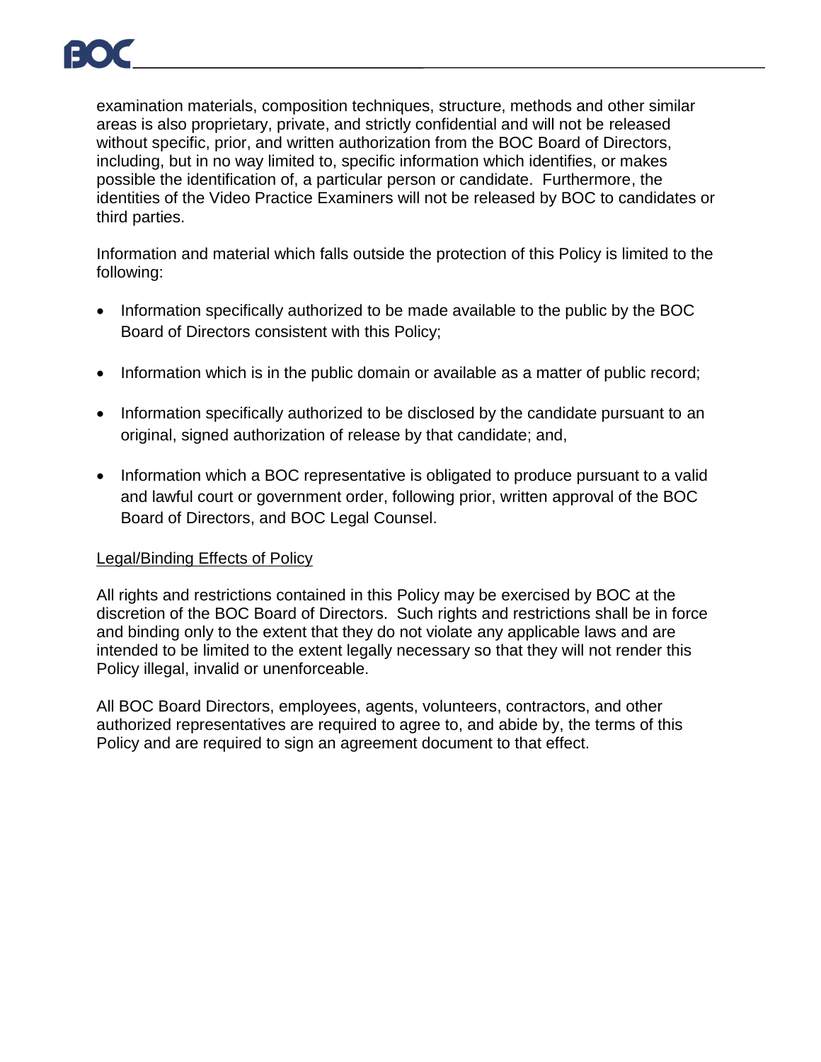examination materials, composition techniques, structure, methods and other similar areas is also proprietary, private, and strictly confidential and will not be released without specific, prior, and written authorization from the BOC Board of Directors, including, but in no way limited to, specific information which identifies, or makes possible the identification of, a particular person or candidate. Furthermore, the identities of the Video Practice Examiners will not be released by BOC to candidates or third parties.

Information and material which falls outside the protection of this Policy is limited to the following:

- Information specifically authorized to be made available to the public by the BOC Board of Directors consistent with this Policy;
- Information which is in the public domain or available as a matter of public record;
- Information specifically authorized to be disclosed by the candidate pursuant to an original, signed authorization of release by that candidate; and,
- Information which a BOC representative is obligated to produce pursuant to a valid and lawful court or government order, following prior, written approval of the BOC Board of Directors, and BOC Legal Counsel.

<u>Legal/Binding Effects of Policy</u>

All rights and restrictions contained in this Policy may be exercised by BOC at the discretion of the BOC Board of Directors. Such rights and restrictions shall be in force and binding only to the extent that they do not violate any applicable laws and are intended to be limited to the extent legally necessary so that they will not render this Policy illegal, invalid or unenforceable.

All BOC Board Directors, employees, agents, volunteers, contractors, and other authorized representatives are required to agree to, and abide by, the terms of this Policy and are required to sign an agreement document to that effect.